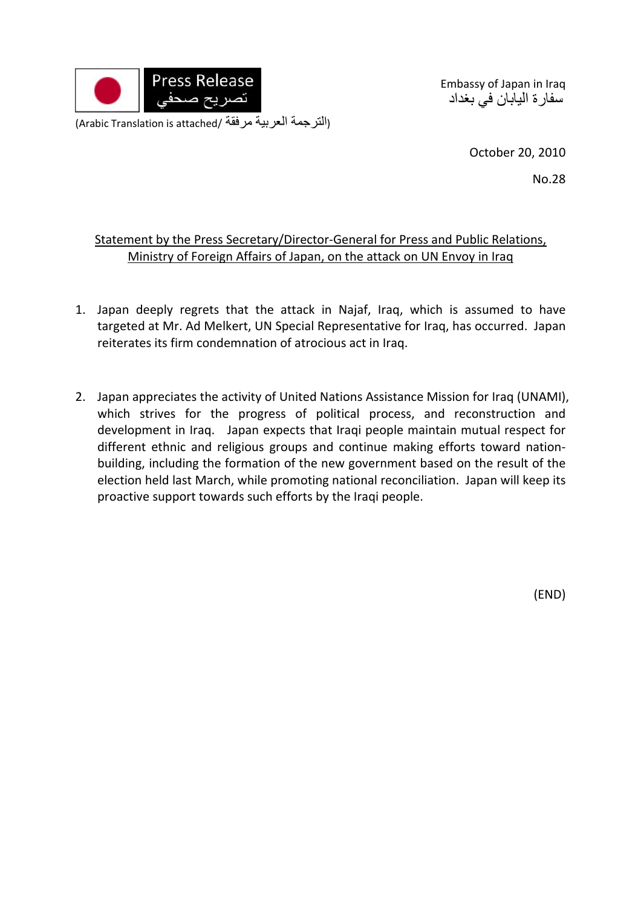Press Release
تصريح صحفي

(Arabic Translation is attached/ الترجمة العربية مرفقة)

Embassy of Japan in Iraq
سفارة اليابان في بغداد

October 20, 2010

No.28

Statement by the Press Secretary/Director-General for Press and Public Relations, Ministry of Foreign Affairs of Japan, on the attack on UN Envoy in Iraq

1. Japan deeply regrets that the attack in Najaf, Iraq, which is assumed to have targeted at Mr. Ad Melkert, UN Special Representative for Iraq, has occurred. Japan reiterates its firm condemnation of atrocious act in Iraq.

2. Japan appreciates the activity of United Nations Assistance Mission for Iraq (UNAMI), which strives for the progress of political process, and reconstruction and development in Iraq. Japan expects that Iraqi people maintain mutual respect for different ethnic and religious groups and continue making efforts toward nation-building, including the formation of the new government based on the result of the election held last March, while promoting national reconciliation. Japan will keep its proactive support towards such efforts by the Iraqi people.

(END)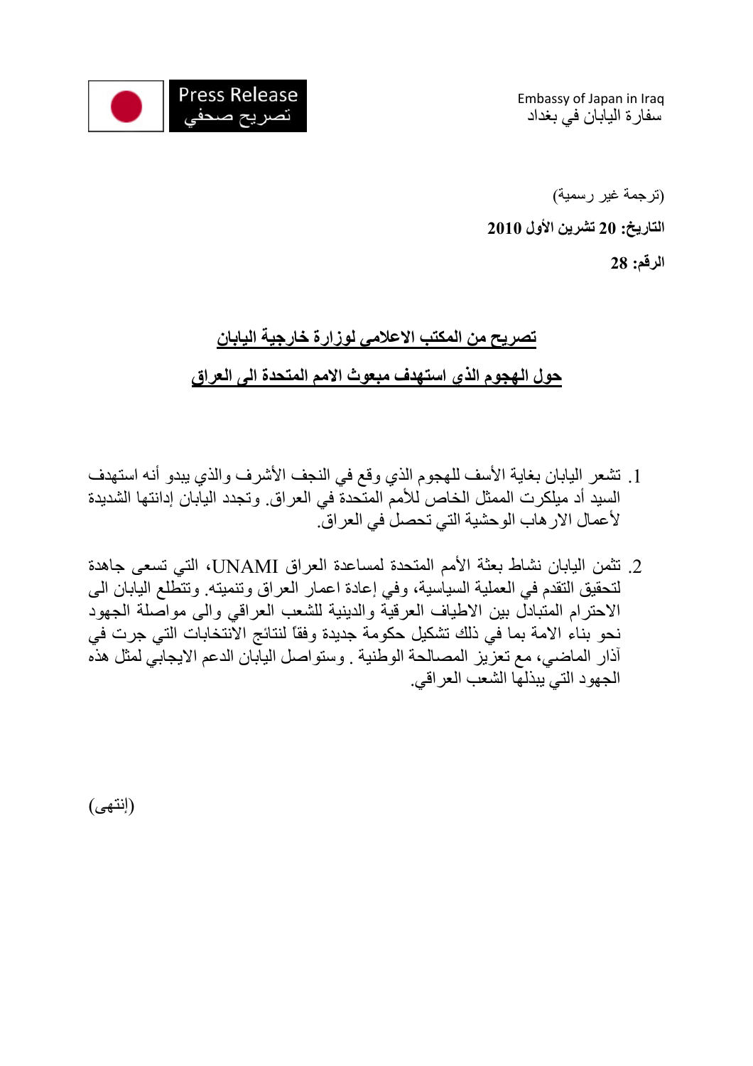Press Release
تصريح صحفي

Embassy of Japan in Iraq
سفارة اليابان في بغداد

(ترجمة غير رسمية)

**التاريخ: 20 تشرين الأول 2010**

**الرقم: 28**

## تصريح من المكتب الاعلامي لوزارة خارجية اليابان

## حول الهجوم الذي استهدف مبعوث الامم المتحدة الى العراق

1. تشعر اليابان بغاية الأسف للهجوم الذي وقع في النجف الأشرف والذي يبدو أنه استهدف السيد أد ميلكرت الممثل الخاص للأمم المتحدة في العراق. وتجدد اليابان إدانتها الشديدة لأعمال الارهاب الوحشية التي تحصل في العراق.

2. تثمن اليابان نشاط بعثة الأمم المتحدة لمساعدة العراق UNAMI، التي تسعى جاهدة لتحقيق التقدم في العملية السياسية، وفي إعادة اعمار العراق وتنميته. وتتطلع اليابان الى الاحترام المتبادل بين الاطياف العرقية والدينية للشعب العراقي والى مواصلة الجهود نحو بناء الامة بما في ذلك تشكيل حكومة جديدة وفقاً لنتائج الانتخابات التي جرت في آذار الماضي، مع تعزيز المصالحة الوطنية . وستواصل اليابان الدعم الايجابي لمثل هذه الجهود التي يبذلها الشعب العراقي.

(إنتهى)